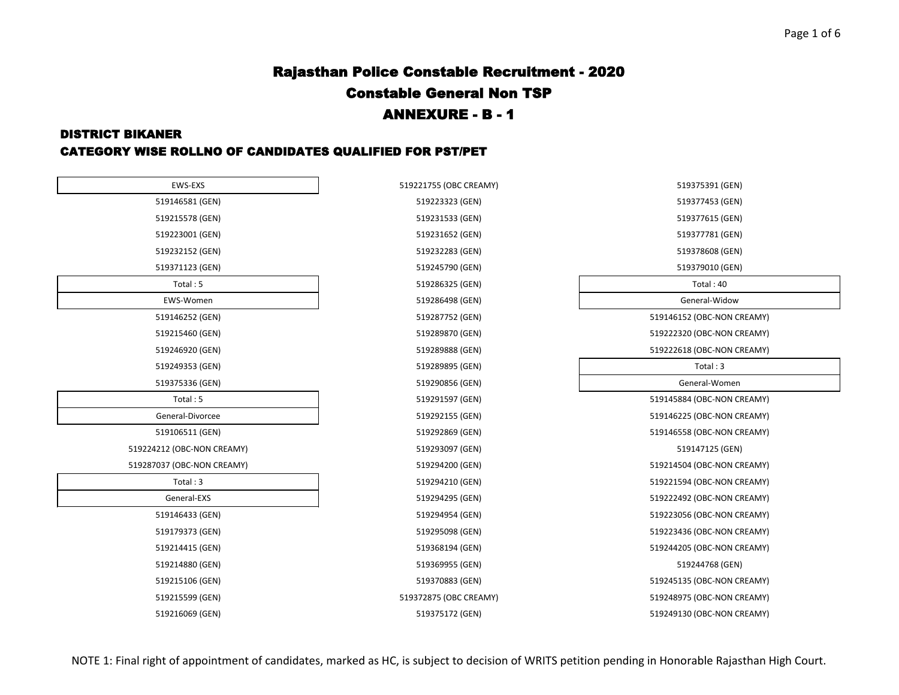# Rajasthan Police Constable Recruitment - 2020

## Constable General Non TSP

## ANNEXURE - B - 1

### DISTRICT BIKANER

### CATEGORY WISE ROLLNO OF CANDIDATES QUALIFIED FOR PST/PET

| EWS-EXS |
|---|
| 519146581 (GEN) |
| 519215578 (GEN) |
| 519223001 (GEN) |
| 519232152 (GEN) |
| 519371123 (GEN) |
| Total : 5 |

| EWS-Women |
|---|
| 519146252 (GEN) |
| 519215460 (GEN) |
| 519246920 (GEN) |
| 519249353 (GEN) |
| 519375336 (GEN) |
| Total : 5 |

| General-Divorcee |
|---|
| 519106511 (GEN) |
| 519224212 (OBC-NON CREAMY) |
| 519287037 (OBC-NON CREAMY) |
| Total : 3 |

| General-EXS |
|---|
| 519146433 (GEN) |
| 519179373 (GEN) |
| 519214415 (GEN) |
| 519214880 (GEN) |
| 519215106 (GEN) |
| 519215599 (GEN) |
| 519216069 (GEN) |
| 519221755 (OBC CREAMY) |
| 519223323 (GEN) |
| 519231533 (GEN) |
| 519231652 (GEN) |
| 519232283 (GEN) |
| 519245790 (GEN) |
| 519286325 (GEN) |
| 519286498 (GEN) |
| 519287752 (GEN) |
| 519289870 (GEN) |
| 519289888 (GEN) |
| 519289895 (GEN) |
| 519290856 (GEN) |
| 519291597 (GEN) |
| 519292155 (GEN) |
| 519292869 (GEN) |
| 519293097 (GEN) |
| 519294200 (GEN) |
| 519294210 (GEN) |
| 519294295 (GEN) |
| 519294954 (GEN) |
| 519295098 (GEN) |
| 519368194 (GEN) |
| 519369955 (GEN) |
| 519370883 (GEN) |
| 519372875 (OBC CREAMY) |
| 519375172 (GEN) |
| 519375391 (GEN) |
| 519377453 (GEN) |
| 519377615 (GEN) |
| 519377781 (GEN) |
| 519378608 (GEN) |
| 519379010 (GEN) |
| Total : 40 |

| General-Widow |
|---|
| 519146152 (OBC-NON CREAMY) |
| 519222320 (OBC-NON CREAMY) |
| 519222618 (OBC-NON CREAMY) |
| Total : 3 |

| General-Women |
|---|
| 519145884 (OBC-NON CREAMY) |
| 519146225 (OBC-NON CREAMY) |
| 519146558 (OBC-NON CREAMY) |
| 519147125 (GEN) |
| 519214504 (OBC-NON CREAMY) |
| 519221594 (OBC-NON CREAMY) |
| 519222492 (OBC-NON CREAMY) |
| 519223056 (OBC-NON CREAMY) |
| 519223436 (OBC-NON CREAMY) |
| 519244205 (OBC-NON CREAMY) |
| 519244768 (GEN) |
| 519245135 (OBC-NON CREAMY) |
| 519248975 (OBC-NON CREAMY) |
| 519249130 (OBC-NON CREAMY) |

NOTE 1: Final right of appointment of candidates, marked as HC, is subject to decision of WRITS petition pending in Honorable Rajasthan High Court.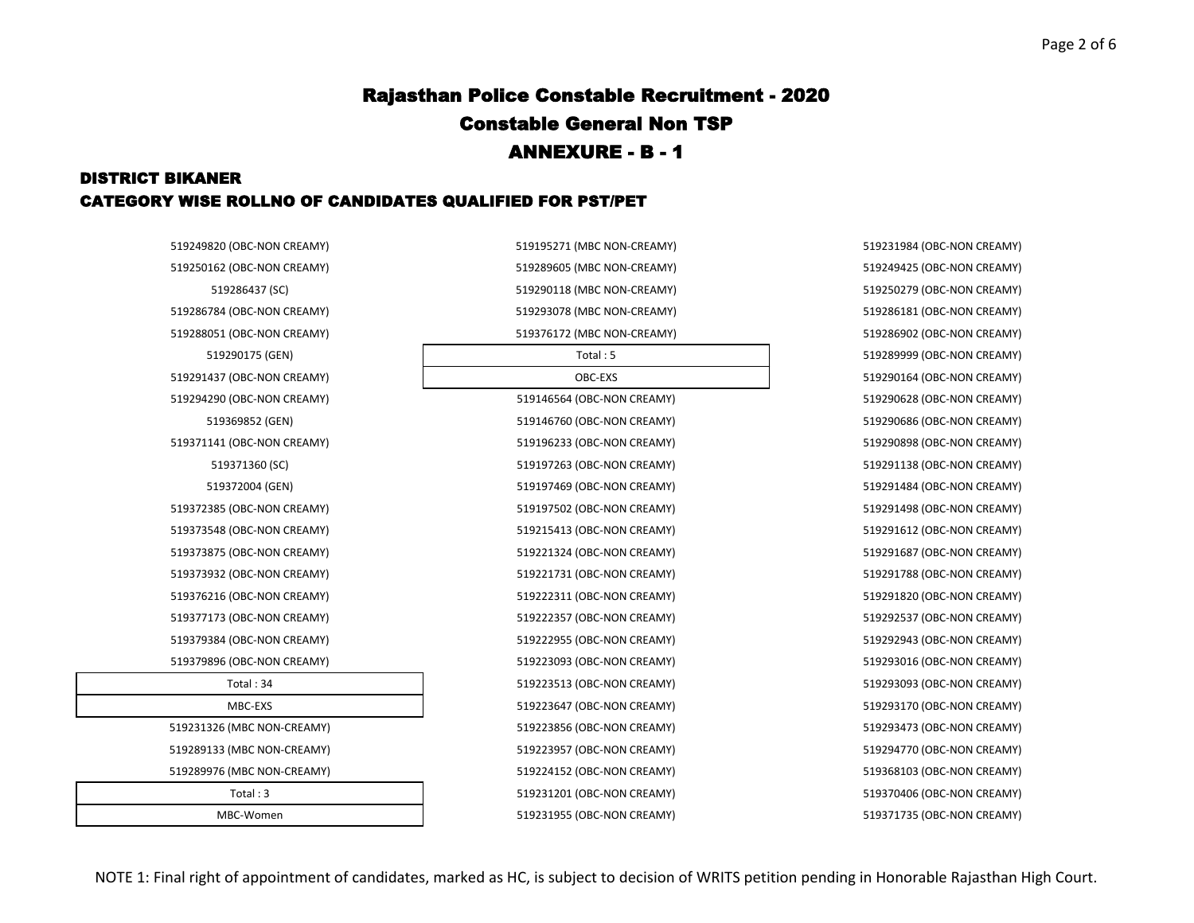# Rajasthan Police Constable Recruitment - 2020

## Constable General Non TSP

## ANNEXURE - B - 1

### DISTRICT BIKANER

### CATEGORY WISE ROLLNO OF CANDIDATES QUALIFIED FOR PST/PET

519249820 (OBC-NON CREAMY)
519250162 (OBC-NON CREAMY)
519286437 (SC)
519286784 (OBC-NON CREAMY)
519288051 (OBC-NON CREAMY)
519290175 (GEN)
519291437 (OBC-NON CREAMY)
519294290 (OBC-NON CREAMY)
519369852 (GEN)
519371141 (OBC-NON CREAMY)
519371360 (SC)
519372004 (GEN)
519372385 (OBC-NON CREAMY)
519373548 (OBC-NON CREAMY)
519373875 (OBC-NON CREAMY)
519373932 (OBC-NON CREAMY)
519376216 (OBC-NON CREAMY)
519377173 (OBC-NON CREAMY)
519379384 (OBC-NON CREAMY)
519379896 (OBC-NON CREAMY)

| Total : 34 |
|---|
| MBC-EXS |

519231326 (MBC NON-CREAMY)
519289133 (MBC NON-CREAMY)
519289976 (MBC NON-CREAMY)

| Total : 3 |
|---|
| MBC-Women |

519195271 (MBC NON-CREAMY)
519289605 (MBC NON-CREAMY)
519290118 (MBC NON-CREAMY)
519293078 (MBC NON-CREAMY)
519376172 (MBC NON-CREAMY)

| Total : 5 |
|---|
| OBC-EXS |

519146564 (OBC-NON CREAMY)
519146760 (OBC-NON CREAMY)
519196233 (OBC-NON CREAMY)
519197263 (OBC-NON CREAMY)
519197469 (OBC-NON CREAMY)
519197502 (OBC-NON CREAMY)
519215413 (OBC-NON CREAMY)
519221324 (OBC-NON CREAMY)
519221731 (OBC-NON CREAMY)
519222311 (OBC-NON CREAMY)
519222357 (OBC-NON CREAMY)
519222955 (OBC-NON CREAMY)
519223093 (OBC-NON CREAMY)
519223513 (OBC-NON CREAMY)
519223647 (OBC-NON CREAMY)
519223856 (OBC-NON CREAMY)
519223957 (OBC-NON CREAMY)
519224152 (OBC-NON CREAMY)
519231201 (OBC-NON CREAMY)
519231955 (OBC-NON CREAMY)
519231984 (OBC-NON CREAMY)
519249425 (OBC-NON CREAMY)
519250279 (OBC-NON CREAMY)
519286181 (OBC-NON CREAMY)
519286902 (OBC-NON CREAMY)
519289999 (OBC-NON CREAMY)
519290164 (OBC-NON CREAMY)
519290628 (OBC-NON CREAMY)
519290686 (OBC-NON CREAMY)
519290898 (OBC-NON CREAMY)
519291138 (OBC-NON CREAMY)
519291484 (OBC-NON CREAMY)
519291498 (OBC-NON CREAMY)
519291612 (OBC-NON CREAMY)
519291687 (OBC-NON CREAMY)
519291788 (OBC-NON CREAMY)
519291820 (OBC-NON CREAMY)
519292537 (OBC-NON CREAMY)
519292943 (OBC-NON CREAMY)
519293016 (OBC-NON CREAMY)
519293093 (OBC-NON CREAMY)
519293170 (OBC-NON CREAMY)
519293473 (OBC-NON CREAMY)
519294770 (OBC-NON CREAMY)
519368103 (OBC-NON CREAMY)
519370406 (OBC-NON CREAMY)
519371735 (OBC-NON CREAMY)

NOTE 1: Final right of appointment of candidates, marked as HC, is subject to decision of WRITS petition pending in Honorable Rajasthan High Court.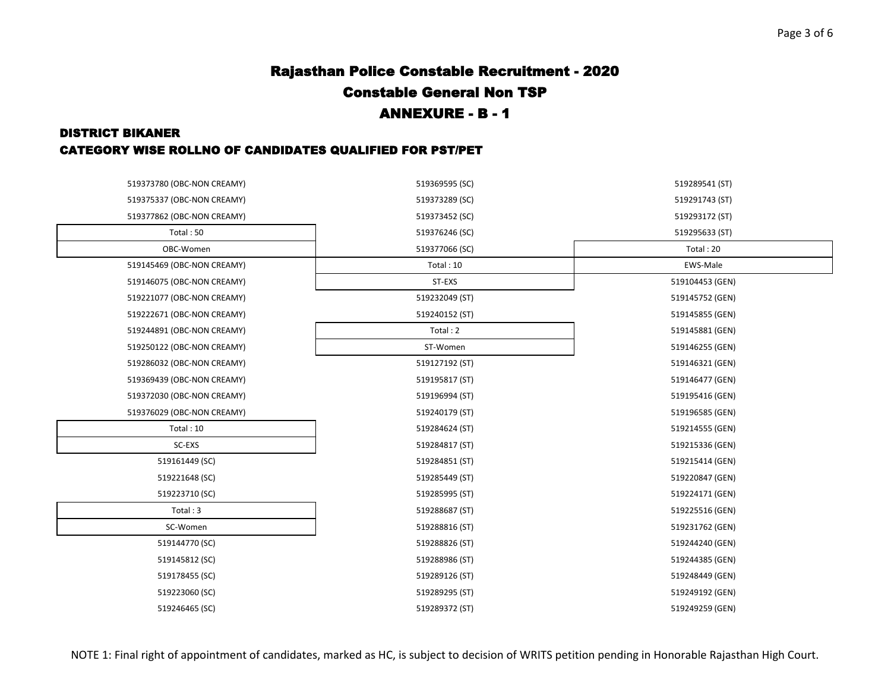# Rajasthan Police Constable Recruitment - 2020

## Constable General Non TSP

## ANNEXURE - B - 1

### DISTRICT BIKANER

### CATEGORY WISE ROLLNO OF CANDIDATES QUALIFIED FOR PST/PET

519373780 (OBC-NON CREAMY)
519375337 (OBC-NON CREAMY)
519377862 (OBC-NON CREAMY)

Total : 50

**OBC-Women**

519145469 (OBC-NON CREAMY)
519146075 (OBC-NON CREAMY)
519221077 (OBC-NON CREAMY)
519222671 (OBC-NON CREAMY)
519244891 (OBC-NON CREAMY)
519250122 (OBC-NON CREAMY)
519286032 (OBC-NON CREAMY)
519369439 (OBC-NON CREAMY)
519372030 (OBC-NON CREAMY)
519376029 (OBC-NON CREAMY)

Total : 10

**SC-EXS**

519161449 (SC)
519221648 (SC)
519223710 (SC)

Total : 3

**SC-Women**

519144770 (SC)
519145812 (SC)
519178455 (SC)
519223060 (SC)
519246465 (SC)
519369595 (SC)
519373289 (SC)
519373452 (SC)
519376246 (SC)
519377066 (SC)

Total : 10

**ST-EXS**

519232049 (ST)
519240152 (ST)

Total : 2

**ST-Women**

519127192 (ST)
519195817 (ST)
519196994 (ST)
519240179 (ST)
519284624 (ST)
519284817 (ST)
519284851 (ST)
519285449 (ST)
519285995 (ST)
519288687 (ST)
519288816 (ST)
519288826 (ST)
519288986 (ST)
519289126 (ST)
519289295 (ST)
519289372 (ST)
519289541 (ST)
519291743 (ST)
519293172 (ST)
519295633 (ST)

Total : 20

**EWS-Male**

519104453 (GEN)
519145752 (GEN)
519145855 (GEN)
519145881 (GEN)
519146255 (GEN)
519146321 (GEN)
519146477 (GEN)
519195416 (GEN)
519196585 (GEN)
519214555 (GEN)
519215336 (GEN)
519215414 (GEN)
519220847 (GEN)
519224171 (GEN)
519225516 (GEN)
519231762 (GEN)
519244240 (GEN)
519244385 (GEN)
519248449 (GEN)
519249192 (GEN)
519249259 (GEN)

NOTE 1: Final right of appointment of candidates, marked as HC, is subject to decision of WRITS petition pending in Honorable Rajasthan High Court.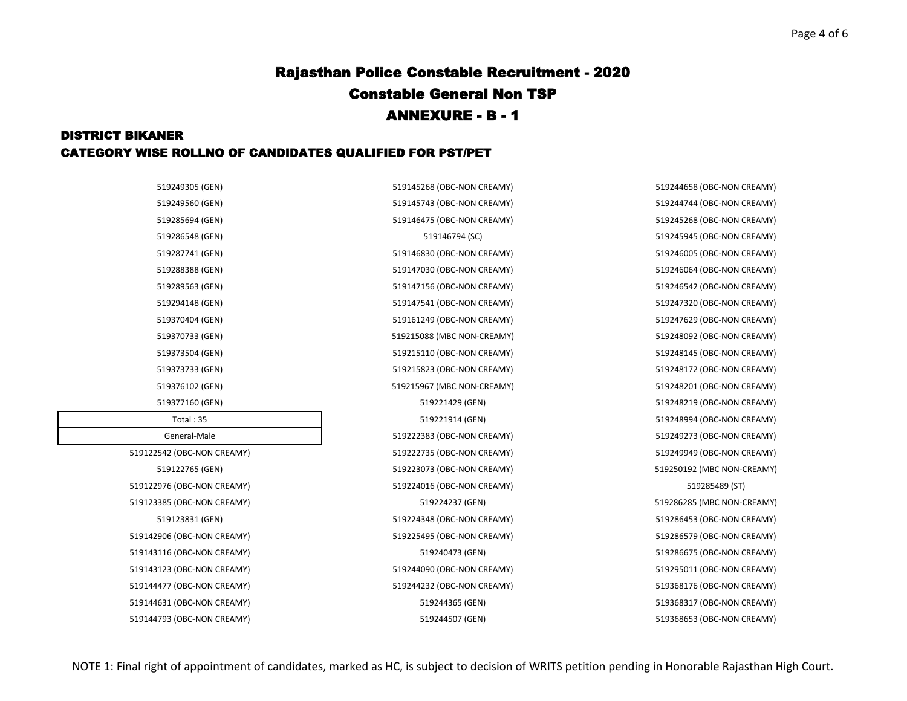# Rajasthan Police Constable Recruitment - 2020

## Constable General Non TSP

## ANNEXURE - B - 1

### DISTRICT BIKANER

### CATEGORY WISE ROLLNO OF CANDIDATES QUALIFIED FOR PST/PET

519249305 (GEN)
519249560 (GEN)
519285694 (GEN)
519286548 (GEN)
519287741 (GEN)
519288388 (GEN)
519289563 (GEN)
519294148 (GEN)
519370404 (GEN)
519370733 (GEN)
519373504 (GEN)
519373733 (GEN)
519376102 (GEN)
519377160 (GEN)

| Total : 35 |
|---|
| General-Male |

519122542 (OBC-NON CREAMY)
519122765 (GEN)
519122976 (OBC-NON CREAMY)
519123385 (OBC-NON CREAMY)
519123831 (GEN)
519142906 (OBC-NON CREAMY)
519143116 (OBC-NON CREAMY)
519143123 (OBC-NON CREAMY)
519144477 (OBC-NON CREAMY)
519144631 (OBC-NON CREAMY)
519144793 (OBC-NON CREAMY)
519145268 (OBC-NON CREAMY)
519145743 (OBC-NON CREAMY)
519146475 (OBC-NON CREAMY)
519146794 (SC)
519146830 (OBC-NON CREAMY)
519147030 (OBC-NON CREAMY)
519147156 (OBC-NON CREAMY)
519147541 (OBC-NON CREAMY)
519161249 (OBC-NON CREAMY)
519215088 (MBC NON-CREAMY)
519215110 (OBC-NON CREAMY)
519215823 (OBC-NON CREAMY)
519215967 (MBC NON-CREAMY)
519221429 (GEN)
519221914 (GEN)
519222383 (OBC-NON CREAMY)
519222735 (OBC-NON CREAMY)
519223073 (OBC-NON CREAMY)
519224016 (OBC-NON CREAMY)
519224237 (GEN)
519224348 (OBC-NON CREAMY)
519225495 (OBC-NON CREAMY)
519240473 (GEN)
519244090 (OBC-NON CREAMY)
519244232 (OBC-NON CREAMY)
519244365 (GEN)
519244507 (GEN)
519244658 (OBC-NON CREAMY)
519244744 (OBC-NON CREAMY)
519245268 (OBC-NON CREAMY)
519245945 (OBC-NON CREAMY)
519246005 (OBC-NON CREAMY)
519246064 (OBC-NON CREAMY)
519246542 (OBC-NON CREAMY)
519247320 (OBC-NON CREAMY)
519247629 (OBC-NON CREAMY)
519248092 (OBC-NON CREAMY)
519248145 (OBC-NON CREAMY)
519248172 (OBC-NON CREAMY)
519248201 (OBC-NON CREAMY)
519248219 (OBC-NON CREAMY)
519248994 (OBC-NON CREAMY)
519249273 (OBC-NON CREAMY)
519249949 (OBC-NON CREAMY)
519250192 (MBC NON-CREAMY)
519285489 (ST)
519286285 (MBC NON-CREAMY)
519286453 (OBC-NON CREAMY)
519286579 (OBC-NON CREAMY)
519286675 (OBC-NON CREAMY)
519295011 (OBC-NON CREAMY)
519368176 (OBC-NON CREAMY)
519368317 (OBC-NON CREAMY)
519368653 (OBC-NON CREAMY)

NOTE 1: Final right of appointment of candidates, marked as HC, is subject to decision of WRITS petition pending in Honorable Rajasthan High Court.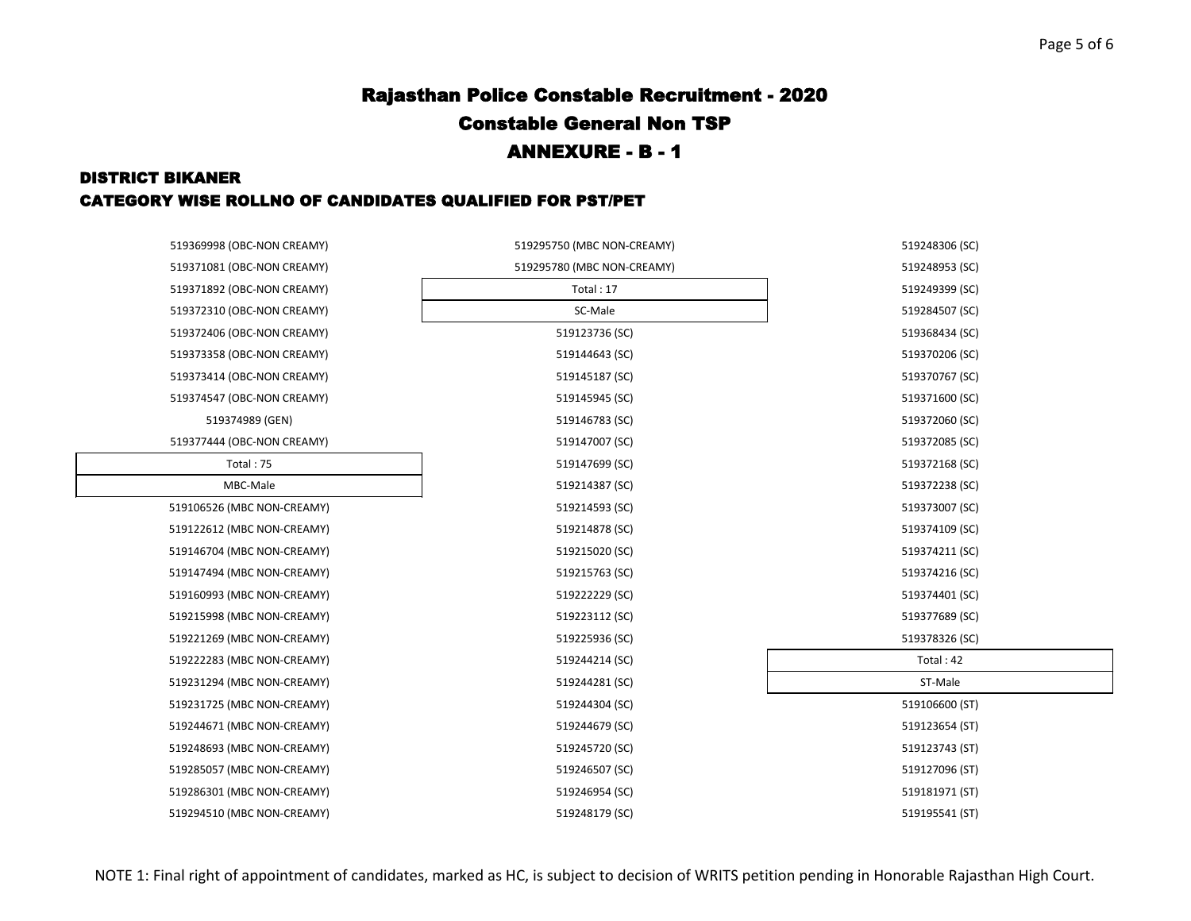# Rajasthan Police Constable Recruitment - 2020

## Constable General Non TSP

## ANNEXURE - B - 1

### DISTRICT BIKANER

### CATEGORY WISE ROLLNO OF CANDIDATES QUALIFIED FOR PST/PET

519369998 (OBC-NON CREAMY)
519371081 (OBC-NON CREAMY)
519371892 (OBC-NON CREAMY)
519372310 (OBC-NON CREAMY)
519372406 (OBC-NON CREAMY)
519373358 (OBC-NON CREAMY)
519373414 (OBC-NON CREAMY)
519374547 (OBC-NON CREAMY)
519374989 (GEN)
519377444 (OBC-NON CREAMY)

Total : 75

**MBC-Male**

519106526 (MBC NON-CREAMY)
519122612 (MBC NON-CREAMY)
519146704 (MBC NON-CREAMY)
519147494 (MBC NON-CREAMY)
519160993 (MBC NON-CREAMY)
519215998 (MBC NON-CREAMY)
519221269 (MBC NON-CREAMY)
519222283 (MBC NON-CREAMY)
519231294 (MBC NON-CREAMY)
519231725 (MBC NON-CREAMY)
519244671 (MBC NON-CREAMY)
519248693 (MBC NON-CREAMY)
519285057 (MBC NON-CREAMY)
519286301 (MBC NON-CREAMY)
519294510 (MBC NON-CREAMY)
519295750 (MBC NON-CREAMY)
519295780 (MBC NON-CREAMY)

Total : 17

**SC-Male**

519123736 (SC)
519144643 (SC)
519145187 (SC)
519145945 (SC)
519146783 (SC)
519147007 (SC)
519147699 (SC)
519214387 (SC)
519214593 (SC)
519214878 (SC)
519215020 (SC)
519215763 (SC)
519222229 (SC)
519223112 (SC)
519225936 (SC)
519244214 (SC)
519244281 (SC)
519244304 (SC)
519244679 (SC)
519245720 (SC)
519246507 (SC)
519246954 (SC)
519248179 (SC)
519248306 (SC)
519248953 (SC)
519249399 (SC)
519284507 (SC)
519368434 (SC)
519370206 (SC)
519370767 (SC)
519371600 (SC)
519372060 (SC)
519372085 (SC)
519372168 (SC)
519372238 (SC)
519373007 (SC)
519374109 (SC)
519374211 (SC)
519374216 (SC)
519374401 (SC)
519377689 (SC)
519378326 (SC)

Total : 42

**ST-Male**

519106600 (ST)
519123654 (ST)
519123743 (ST)
519127096 (ST)
519181971 (ST)
519195541 (ST)

NOTE 1: Final right of appointment of candidates, marked as HC, is subject to decision of WRITS petition pending in Honorable Rajasthan High Court.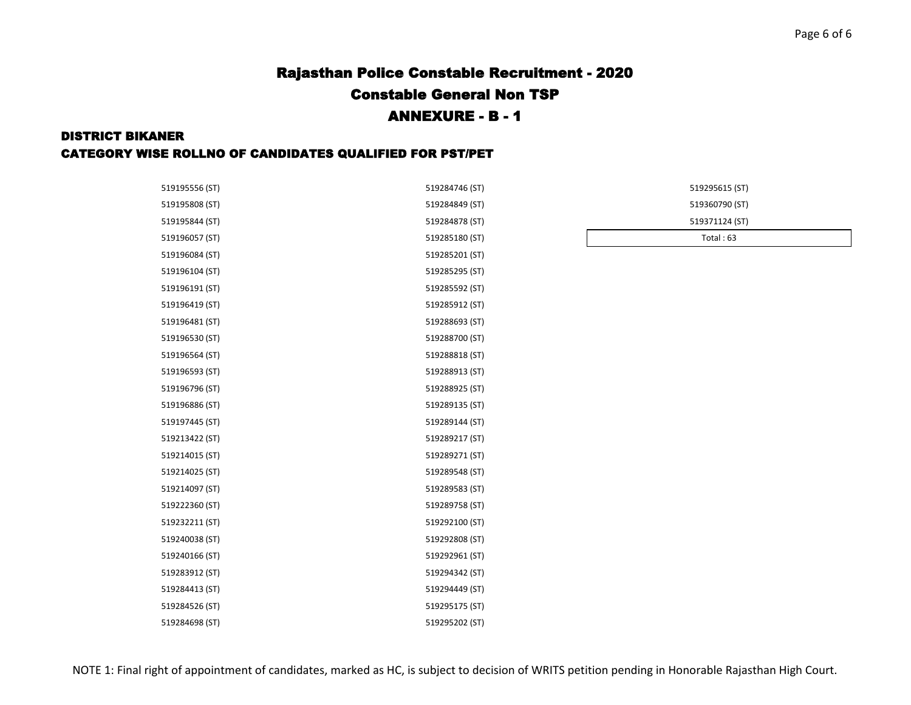# Rajasthan Police Constable Recruitment - 2020

## Constable General Non TSP

## ANNEXURE - B - 1

### DISTRICT BIKANER

### CATEGORY WISE ROLLNO OF CANDIDATES QUALIFIED FOR PST/PET

| | | |
|---|---|---|
| 519195556 (ST) | 519284746 (ST) | 519295615 (ST) |
| 519195808 (ST) | 519284849 (ST) | 519360790 (ST) |
| 519195844 (ST) | 519284878 (ST) | 519371124 (ST) |
| 519196057 (ST) | 519285180 (ST) | Total : 63 |
| 519196084 (ST) | 519285201 (ST) | |
| 519196104 (ST) | 519285295 (ST) | |
| 519196191 (ST) | 519285592 (ST) | |
| 519196419 (ST) | 519285912 (ST) | |
| 519196481 (ST) | 519288693 (ST) | |
| 519196530 (ST) | 519288700 (ST) | |
| 519196564 (ST) | 519288818 (ST) | |
| 519196593 (ST) | 519288913 (ST) | |
| 519196796 (ST) | 519288925 (ST) | |
| 519196886 (ST) | 519289135 (ST) | |
| 519197445 (ST) | 519289144 (ST) | |
| 519213422 (ST) | 519289217 (ST) | |
| 519214015 (ST) | 519289271 (ST) | |
| 519214025 (ST) | 519289548 (ST) | |
| 519214097 (ST) | 519289583 (ST) | |
| 519222360 (ST) | 519289758 (ST) | |
| 519232211 (ST) | 519292100 (ST) | |
| 519240038 (ST) | 519292808 (ST) | |
| 519240166 (ST) | 519292961 (ST) | |
| 519283912 (ST) | 519294342 (ST) | |
| 519284413 (ST) | 519294449 (ST) | |
| 519284526 (ST) | 519295175 (ST) | |
| 519284698 (ST) | 519295202 (ST) | |

NOTE 1: Final right of appointment of candidates, marked as HC, is subject to decision of WRITS petition pending in Honorable Rajasthan High Court.